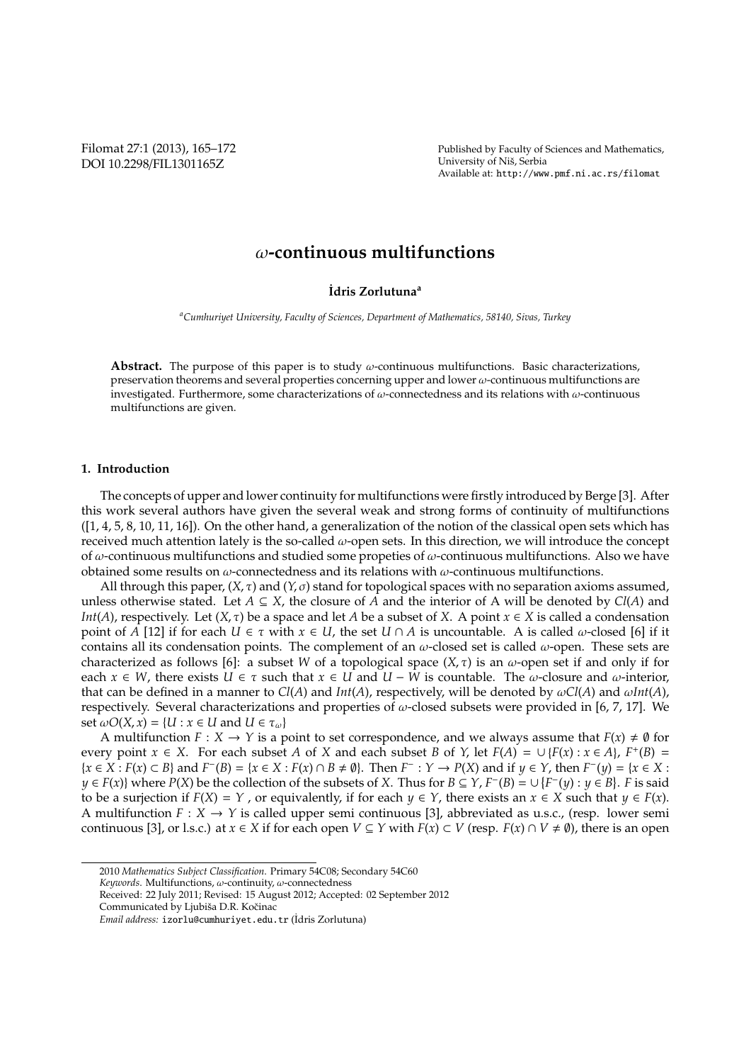# $\omega$-continuous multifunctions

**İdris Zorlutuna**[a]

[a] *Cumhuriyet University, Faculty of Sciences, Department of Mathematics, 58140, Sivas, Turkey*

**Abstract.** The purpose of this paper is to study $\omega$-continuous multifunctions. Basic characterizations, preservation theorems and several properties concerning upper and lower $\omega$-continuous multifunctions are investigated. Furthermore, some characterizations of $\omega$-connectedness and its relations with $\omega$-continuous multifunctions are given.

## 1. Introduction

The concepts of upper and lower continuity for multifunctions were firstly introduced by Berge [3]. After this work several authors have given the several weak and strong forms of continuity of multifunctions ([1, 4, 5, 8, 10, 11, 16]). On the other hand, a generalization of the notion of the classical open sets which has received much attention lately is the so-called $\omega$-open sets. In this direction, we will introduce the concept of $\omega$-continuous multifunctions and studied some propeties of $\omega$-continuous multifunctions. Also we have obtained some results on $\omega$-connectedness and its relations with $\omega$-continuous multifunctions.

All through this paper, $(X, \tau)$ and $(Y, \sigma)$ stand for topological spaces with no separation axioms assumed, unless otherwise stated. Let $A \subseteq X$, the closure of $A$ and the interior of A will be denoted by $Cl(A)$ and $Int(A)$, respectively. Let $(X, \tau)$ be a space and let $A$ be a subset of $X$. A point $x \in X$ is called a condensation point of $A$ [12] if for each $U \in \tau$ with $x \in U$, the set $U \cap A$ is uncountable. A is called $\omega$-closed [6] if it contains all its condensation points. The complement of an $\omega$-closed set is called $\omega$-open. These sets are characterized as follows [6]: a subset $W$ of a topological space $(X, \tau)$ is an $\omega$-open set if and only if for each $x \in W$, there exists $U \in \tau$ such that $x \in U$ and $U - W$ is countable. The $\omega$-closure and $\omega$-interior, that can be defined in a manner to $Cl(A)$ and $Int(A)$, respectively, will be denoted by $\omega Cl(A)$ and $\omega Int(A)$, respectively. Several characterizations and properties of $\omega$-closed subsets were provided in [6, 7, 17]. We set $\omega O(X, x) = \{U : x \in U \text{ and } U \in \tau_\omega\}$

A multifunction $F : X \to Y$ is a point to set correspondence, and we always assume that $F(x) \neq \emptyset$ for every point $x \in X$. For each subset $A$ of $X$ and each subset $B$ of $Y$, let $F(A) = \cup\{F(x) : x \in A\}$, $F^+(B) = \{x \in X : F(x) \subset B\}$ and $F^-(B) = \{x \in X : F(x) \cap B \neq \emptyset\}$. Then $F^- : Y \to P(X)$ and if $y \in Y$, then $F^-(y) = \{x \in X : y \in F(x)\}$ where $P(X)$ be the collection of the subsets of $X$. Thus for $B \subseteq Y$, $F^-(B) = \cup\{F^-(y) : y \in B\}$. $F$ is said to be a surjection if $F(X) = Y$ , or equivalently, if for each $y \in Y$, there exists an $x \in X$ such that $y \in F(x)$. A multifunction $F : X \to Y$ is called upper semi continuous [3], abbreviated as u.s.c., (resp. lower semi continuous [3], or l.s.c.) at $x \in X$ if for each open $V \subseteq Y$ with $F(x) \subset V$ (resp. $F(x) \cap V \neq \emptyset$), there is an open

2010 *Mathematics Subject Classification.* Primary 54C08; Secondary 54C60

*Keywords.* Multifunctions, $\omega$-continuity, $\omega$-connectedness

Received: 22 July 2011; Revised: 15 August 2012; Accepted: 02 September 2012

Communicated by Ljubiša D.R. Kočinac

*Email address:* izorlu@cumhuriyet.edu.tr (İdris Zorlutuna)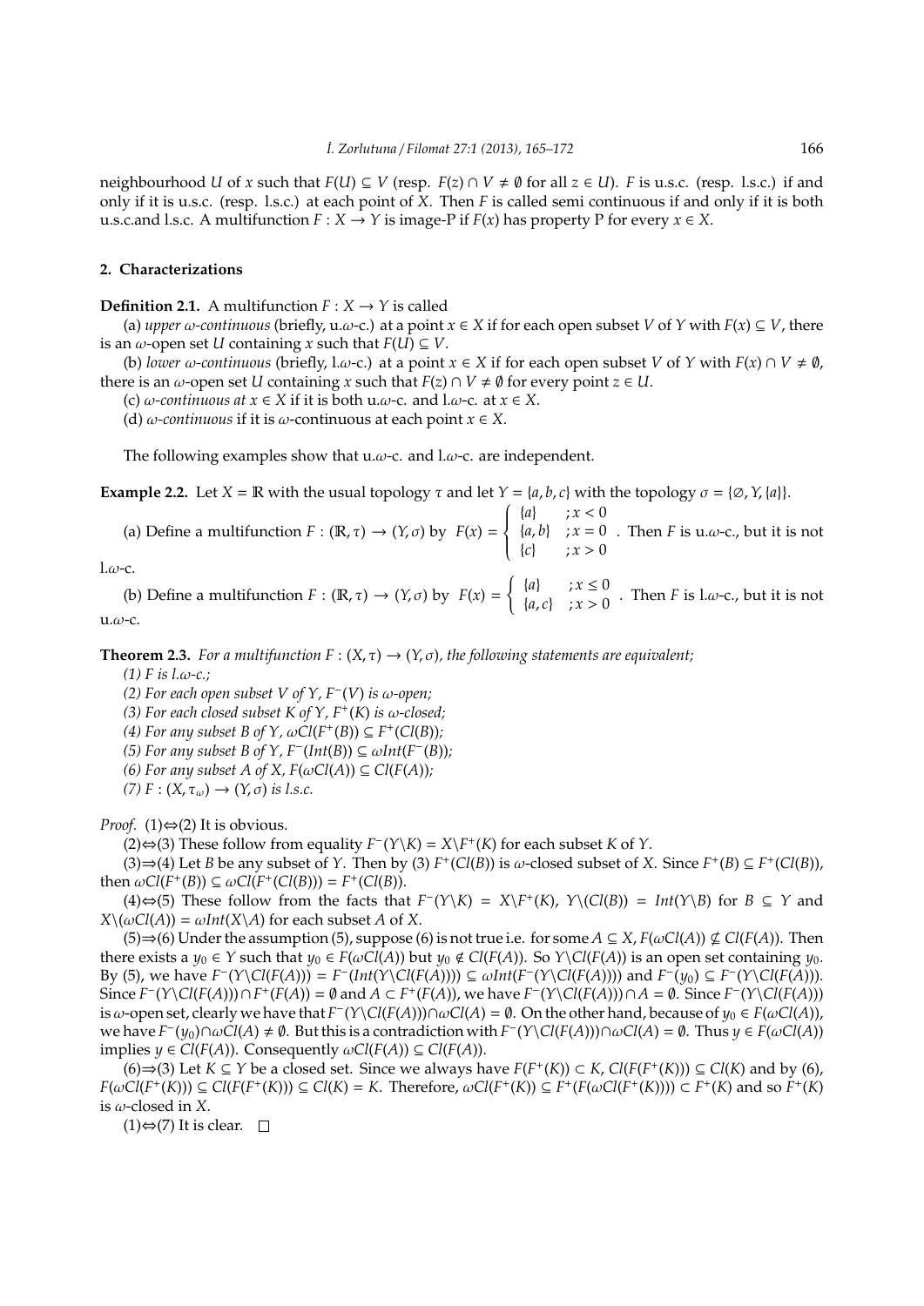neighbourhood $U$ of $x$ such that $F(U) \subseteq V$ (resp. $F(z) \cap V \neq \emptyset$ for all $z \in U$). $F$ is u.s.c. (resp. l.s.c.) if and only if it is u.s.c. (resp. l.s.c.) at each point of $X$. Then $F$ is called semi continuous if and only if it is both u.s.c.and l.s.c. A multifunction $F : X \to Y$ is image-P if $F(x)$ has property P for every $x \in X$.

## 2. Characterizations

**Definition 2.1.** A multifunction $F : X \to Y$ is called

(a) *upper $\omega$-continuous* (briefly, u.$\omega$-c.) at a point $x \in X$ if for each open subset $V$ of $Y$ with $F(x) \subseteq V$, there is an $\omega$-open set $U$ containing $x$ such that $F(U) \subseteq V$.

(b) *lower $\omega$-continuous* (briefly, l.$\omega$-c.) at a point $x \in X$ if for each open subset $V$ of $Y$ with $F(x) \cap V \neq \emptyset$, there is an $\omega$-open set $U$ containing $x$ such that $F(z) \cap V \neq \emptyset$ for every point $z \in U$.

(c) *$\omega$-continuous at $x \in X$* if it is both u.$\omega$-c. and l.$\omega$-c. at $x \in X$.

(d) *$\omega$-continuous* if it is $\omega$-continuous at each point $x \in X$.

The following examples show that u.$\omega$-c. and l.$\omega$-c. are independent.

**Example 2.2.** Let $X = \mathbb{R}$ with the usual topology $\tau$ and let $Y = \{a, b, c\}$ with the topology $\sigma = \{\emptyset, Y, \{a\}\}$.

(a) Define a multifunction $F : (\mathbb{R}, \tau) \to (Y, \sigma)$ by $F(x) = \begin{cases} \{a\} & ; x < 0 \\ \{a, b\} & ; x = 0 \\ \{c\} & ; x > 0 \end{cases}$. Then $F$ is u.$\omega$-c., but it is not l.$\omega$-c.

(b) Define a multifunction $F : (\mathbb{R}, \tau) \to (Y, \sigma)$ by $F(x) = \begin{cases} \{a\} & ; x \leq 0 \\ \{a, c\} & ; x > 0 \end{cases}$. Then $F$ is l.$\omega$-c., but it is not u.$\omega$-c.

**Theorem 2.3.** *For a multifunction $F : (X, \tau) \to (Y, \sigma)$, the following statements are equivalent;*

*(1) $F$ is l.$\omega$-c.;*

*(2) For each open subset $V$ of $Y$, $F^-(V)$ is $\omega$-open;*

*(3) For each closed subset $K$ of $Y$, $F^+(K)$ is $\omega$-closed;*

*(4) For any subset $B$ of $Y$, $\omega Cl(F^+(B)) \subseteq F^+(Cl(B))$;*

*(5) For any subset $B$ of $Y$, $F^-(Int(B)) \subseteq \omega Int(F^-(B))$;*

*(6) For any subset $A$ of $X$, $F(\omega Cl(A)) \subseteq Cl(F(A))$;*

*(7) $F : (X, \tau_\omega) \to (Y, \sigma)$ is l.s.c.*

*Proof.* (1)$\Leftrightarrow$(2) It is obvious.

(2)$\Leftrightarrow$(3) These follow from equality $F^-(Y \backslash K) = X \backslash F^+(K)$ for each subset $K$ of $Y$.

(3)$\Rightarrow$(4) Let $B$ be any subset of $Y$. Then by (3) $F^+(Cl(B))$ is $\omega$-closed subset of $X$. Since $F^+(B) \subseteq F^+(Cl(B))$, then $\omega Cl(F^+(B)) \subseteq \omega Cl(F^+(Cl(B))) = F^+(Cl(B))$.

(4)$\Leftrightarrow$(5) These follow from the facts that $F^-(Y \backslash K) = X \backslash F^+(K)$, $Y \backslash (Cl(B)) = Int(Y \backslash B)$ for $B \subseteq Y$ and $X \backslash (\omega Cl(A)) = \omega Int(X \backslash A)$ for each subset $A$ of $X$.

(5)$\Rightarrow$(6) Under the assumption (5), suppose (6) is not true i.e. for some $A \subseteq X$, $F(\omega Cl(A)) \nsubseteq Cl(F(A))$. Then there exists a $y_0 \in Y$ such that $y_0 \in F(\omega Cl(A))$ but $y_0 \notin Cl(F(A))$. So $Y \backslash Cl(F(A))$ is an open set containing $y_0$. By (5), we have $F^-(Y \backslash Cl(F(A))) = F^-(Int(Y \backslash Cl(F(A)))) \subseteq \omega Int(F^-(Y \backslash Cl(F(A))))$ and $F^-(y_0) \subseteq F^-(Y \backslash Cl(F(A)))$. Since $F^-(Y \backslash Cl(F(A))) \cap F^+(F(A)) = \emptyset$ and $A \subset F^+(F(A))$, we have $F^-(Y \backslash Cl(F(A))) \cap A = \emptyset$. Since $F^-(Y \backslash Cl(F(A)))$ is $\omega$-open set, clearly we have that $F^-(Y \backslash Cl(F(A))) \cap \omega Cl(A) = \emptyset$. On the other hand, because of $y_0 \in F(\omega Cl(A))$, we have $F^-(y_0) \cap \omega Cl(A) \neq \emptyset$. But this is a contradiction with $F^-(Y \backslash Cl(F(A))) \cap \omega Cl(A) = \emptyset$. Thus $y \in F(\omega Cl(A))$ implies $y \in Cl(F(A))$. Consequently $\omega Cl(F(A)) \subseteq Cl(F(A))$.

(6)$\Rightarrow$(3) Let $K \subseteq Y$ be a closed set. Since we always have $F(F^+(K)) \subset K$, $Cl(F(F^+(K))) \subseteq Cl(K)$ and by (6), $F(\omega Cl(F^+(K))) \subseteq Cl(F(F^+(K))) \subseteq Cl(K) = K$. Therefore, $\omega Cl(F^+(K)) \subseteq F^+(F(\omega Cl(F^+(K)))) \subset F^+(K)$ and so $F^+(K)$ is $\omega$-closed in $X$.

(1)$\Leftrightarrow$(7) It is clear. $\square$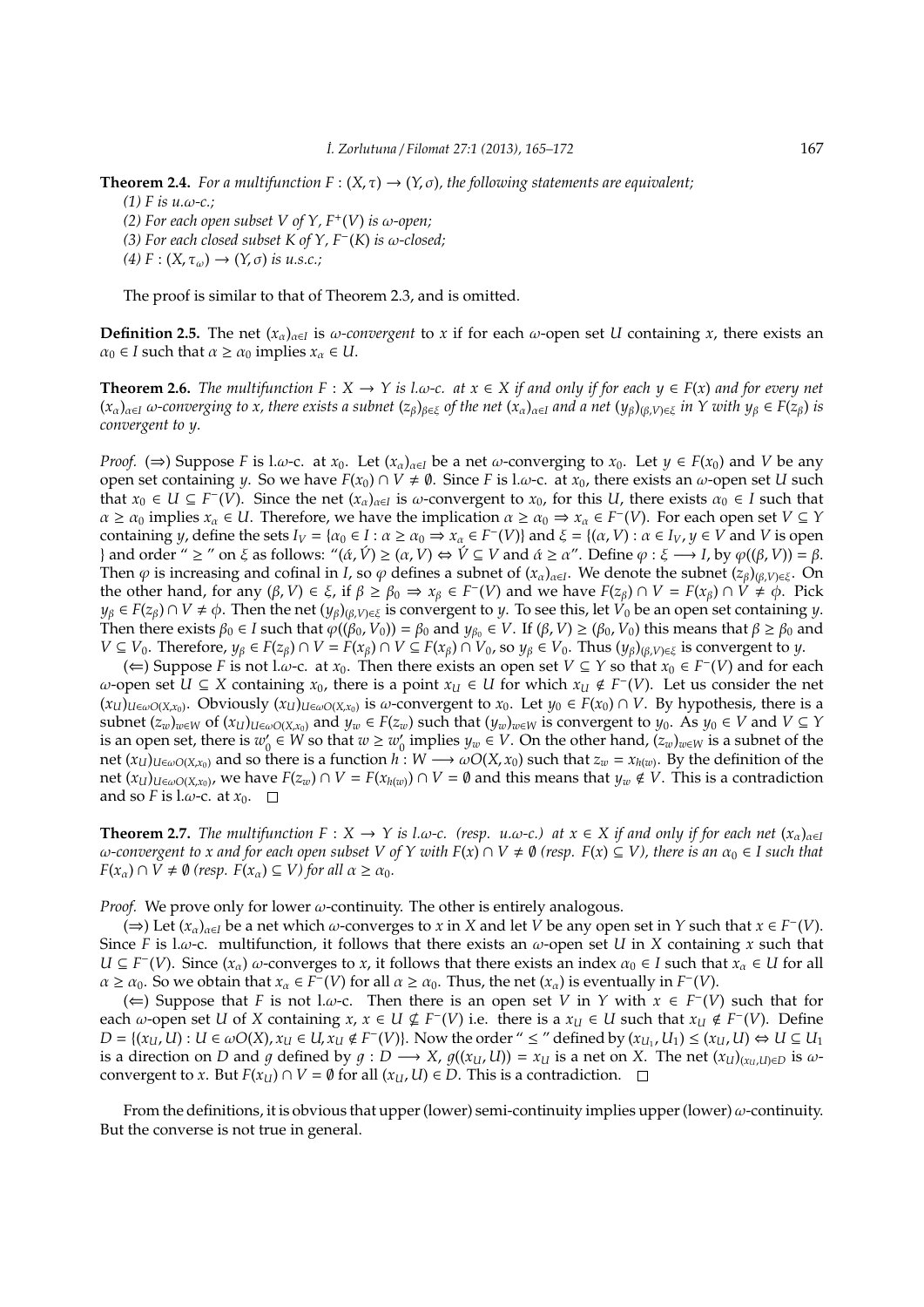**Theorem 2.4.** *For a multifunction $F : (X, \tau) \to (Y, \sigma)$, the following statements are equivalent;*

*(1) $F$ is u.$\omega$-c.;*

*(2) For each open subset $V$ of $Y$, $F^+(V)$ is $\omega$-open;*

*(3) For each closed subset $K$ of $Y$, $F^-(K)$ is $\omega$-closed;*

*(4) $F : (X, \tau_\omega) \to (Y, \sigma)$ is u.s.c.;*

The proof is similar to that of Theorem 2.3, and is omitted.

**Definition 2.5.** The net $(x_\alpha)_{\alpha \in I}$ is *$\omega$-convergent* to $x$ if for each $\omega$-open set $U$ containing $x$, there exists an $\alpha_0 \in I$ such that $\alpha \geq \alpha_0$ implies $x_\alpha \in U$.

**Theorem 2.6.** *The multifunction $F : X \to Y$ is l.$\omega$-c. at $x \in X$ if and only if for each $y \in F(x)$ and for every net $(x_\alpha)_{\alpha \in I}$ $\omega$-converging to $x$, there exists a subnet $(z_\beta)_{\beta \in \xi}$ of the net $(x_\alpha)_{\alpha \in I}$ and a net $(y_\beta)_{(\beta,V) \in \xi}$ in $Y$ with $y_\beta \in F(z_\beta)$ is convergent to $y$.*

*Proof.* ($\Rightarrow$) Suppose $F$ is l.$\omega$-c. at $x_0$. Let $(x_\alpha)_{\alpha \in I}$ be a net $\omega$-converging to $x_0$. Let $y \in F(x_0)$ and $V$ be any open set containing $y$. So we have $F(x_0) \cap V \neq \emptyset$. Since $F$ is l.$\omega$-c. at $x_0$, there exists an $\omega$-open set $U$ such that $x_0 \in U \subseteq F^-(V)$. Since the net $(x_\alpha)_{\alpha \in I}$ is $\omega$-convergent to $x_0$, for this $U$, there exists $\alpha_0 \in I$ such that $\alpha \geq \alpha_0$ implies $x_\alpha \in U$. Therefore, we have the implication $\alpha \geq \alpha_0 \Rightarrow x_\alpha \in F^-(V)$. For each open set $V \subseteq Y$ containing $y$, define the sets $I_V = \{\alpha_0 \in I : \alpha \geq \alpha_0 \Longrightarrow x_\alpha \in F^-(V)\}$ and $\xi = \{(\alpha, V) : \alpha \in I_V, y \in V$ and $V$ is open $\}$ and order " $\geq$ " on $\xi$ as follows: "$(\acute{\alpha}, \acute{V}) \geq (\alpha, V) \Leftrightarrow \acute{V} \subseteq V$ and $\acute{\alpha} \geq \alpha$". Define $\varphi : \xi \longrightarrow I$, by $\varphi((\beta, V)) = \beta$. Then $\varphi$ is increasing and cofinal in $I$, so $\varphi$ defines a subnet of $(x_\alpha)_{\alpha \in I}$. We denote the subnet $(z_\beta)_{(\beta,V) \in \xi}$. On the other hand, for any $(\beta, V) \in \xi$, if $\beta \geq \beta_0 \Rightarrow x_\beta \in F^-(V)$ and we have $F(z_\beta) \cap V = F(x_\beta) \cap V \neq \phi$. Pick $y_\beta \in F(z_\beta) \cap V \neq \phi$. Then the net $(y_\beta)_{(\beta,V) \in \xi}$ is convergent to $y$. To see this, let $V_0$ be an open set containing $y$. Then there exists $\beta_0 \in I$ such that $\varphi((\beta_0, V_0)) = \beta_0$ and $y_{\beta_0} \in V$. If $(\beta, V) \geq (\beta_0, V_0)$ this means that $\beta \geq \beta_0$ and $V \subseteq V_0$. Therefore, $y_\beta \in F(z_\beta) \cap V = F(x_\beta) \cap V \subseteq F(x_\beta) \cap V_0$, so $y_\beta \in V_0$. Thus $(y_\beta)_{(\beta,V) \in \xi}$ is convergent to $y$.

($\Leftarrow$) Suppose $F$ is not l.$\omega$-c. at $x_0$. Then there exists an open set $V \subseteq Y$ so that $x_0 \in F^-(V)$ and for each $\omega$-open set $U \subseteq X$ containing $x_0$, there is a point $x_U \in U$ for which $x_U \notin F^-(V)$. Let us consider the net $(x_U)_{U \in \omega O(X,x_0)}$. Obviously $(x_U)_{U \in \omega O(X,x_0)}$ is $\omega$-convergent to $x_0$. Let $y_0 \in F(x_0) \cap V$. By hypothesis, there is a subnet $(z_w)_{w \in W}$ of $(x_U)_{U \in \omega O(X,x_0)}$ and $y_w \in F(z_w)$ such that $(y_w)_{w \in W}$ is convergent to $y_0$. As $y_0 \in V$ and $V \subseteq Y$ is an open set, there is $w'_0 \in W$ so that $w \geq w'_0$ implies $y_w \in V$. On the other hand, $(z_w)_{w \in W}$ is a subnet of the net $(x_U)_{U \in \omega O(X,x_0)}$ and so there is a function $h : W \longrightarrow \omega O(X, x_0)$ such that $z_w = x_{h(w)}$. By the definition of the net $(x_U)_{U \in \omega O(X,x_0)}$, we have $F(z_w) \cap V = F(x_{h(w)}) \cap V = \emptyset$ and this means that $y_w \notin V$. This is a contradiction and so $F$ is l.$\omega$-c. at $x_0$. $\square$

**Theorem 2.7.** *The multifunction $F : X \to Y$ is l.$\omega$-c. (resp. u.$\omega$-c.) at $x \in X$ if and only if for each net $(x_\alpha)_{\alpha \in I}$ $\omega$-convergent to $x$ and for each open subset $V$ of $Y$ with $F(x) \cap V \neq \emptyset$ (resp. $F(x) \subseteq V$), there is an $\alpha_0 \in I$ such that $F(x_\alpha) \cap V \neq \emptyset$ (resp. $F(x_\alpha) \subseteq V$) for all $\alpha \geq \alpha_0$.*

*Proof.* We prove only for lower $\omega$-continuity. The other is entirely analogous.

($\Rightarrow$) Let $(x_\alpha)_{\alpha \in I}$ be a net which $\omega$-converges to $x$ in $X$ and let $V$ be any open set in $Y$ such that $x \in F^-(V)$. Since $F$ is l.$\omega$-c. multifunction, it follows that there exists an $\omega$-open set $U$ in $X$ containing $x$ such that $U \subseteq F^-(V)$. Since $(x_\alpha)$ $\omega$-converges to $x$, it follows that there exists an index $\alpha_0 \in I$ such that $x_\alpha \in U$ for all $\alpha \geq \alpha_0$. So we obtain that $x_\alpha \in F^-(V)$ for all $\alpha \geq \alpha_0$. Thus, the net $(x_\alpha)$ is eventually in $F^-(V)$.

($\Leftarrow$) Suppose that $F$ is not l.$\omega$-c. Then there is an open set $V$ in $Y$ with $x \in F^-(V)$ such that for each $\omega$-open set $U$ of $X$ containing $x$, $x \in U \nsubseteq F^-(V)$ i.e. there is a $x_U \in U$ such that $x_U \notin F^-(V)$. Define $D = \{(x_U, U) : U \in \omega O(X), x_U \in U, x_U \notin F^-(V)\}$. Now the order " $\leq$ " defined by $(x_{U_1}, U_1) \leq (x_U, U) \Leftrightarrow U \subseteq U_1$ is a direction on $D$ and $g$ defined by $g : D \longrightarrow X$, $g((x_U, U)) = x_U$ is a net on $X$. The net $(x_U)_{(x_U,U) \in D}$ is $\omega$-convergent to $x$. But $F(x_U) \cap V = \emptyset$ for all $(x_U, U) \in D$. This is a contradiction. $\square$

From the definitions, it is obvious that upper (lower) semi-continuity implies upper (lower) $\omega$-continuity. But the converse is not true in general.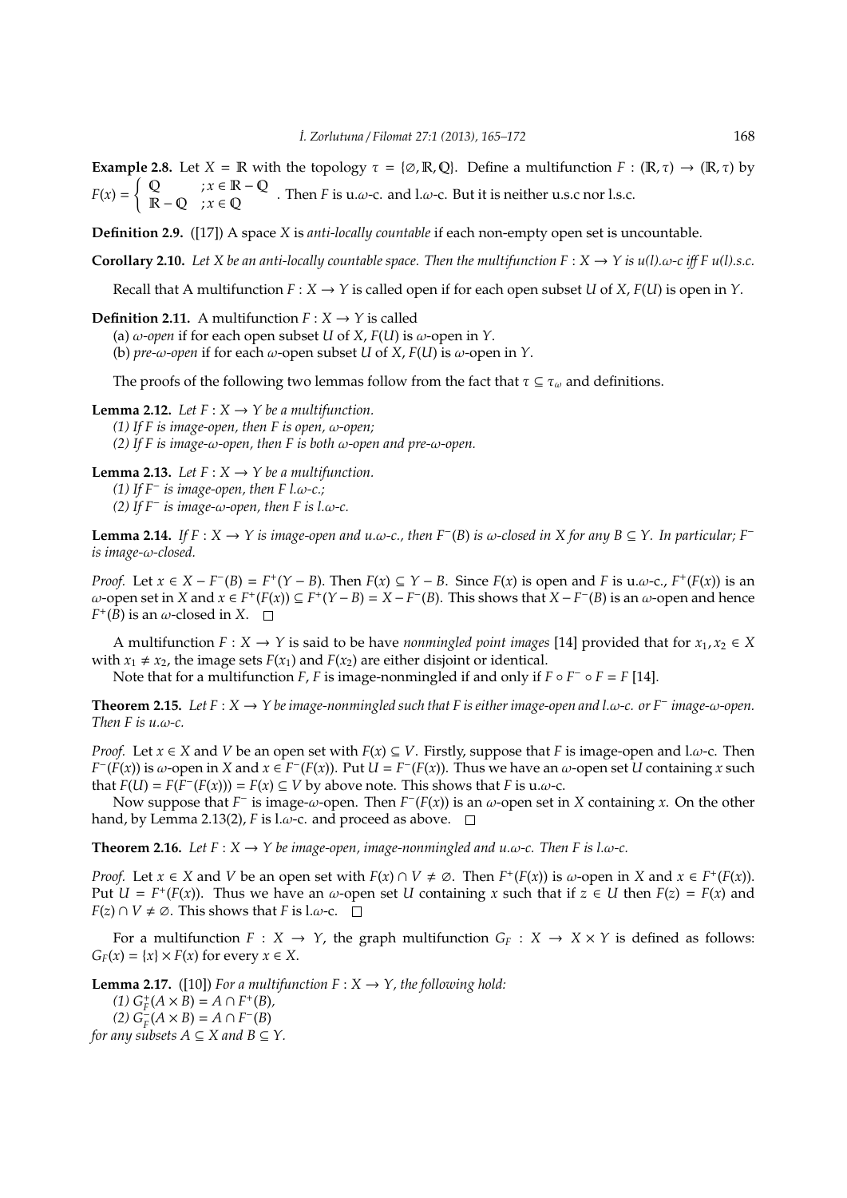**Example 2.8.** Let $X = \mathbb{R}$ with the topology $\tau = \{\emptyset, \mathbb{R}, \mathbb{Q}\}$. Define a multifunction $F : (\mathbb{R}, \tau) \to (\mathbb{R}, \tau)$ by $F(x) = \begin{cases} \mathbb{Q} & ; x \in \mathbb{R} - \mathbb{Q} \\ \mathbb{R} - \mathbb{Q} & ; x \in \mathbb{Q} \end{cases}$. Then $F$ is u.$\omega$-c. and l.$\omega$-c. But it is neither u.s.c nor l.s.c.

**Definition 2.9.** ([17]) A space $X$ is *anti-locally countable* if each non-empty open set is uncountable.

**Corollary 2.10.** *Let $X$ be an anti-locally countable space. Then the multifunction $F : X \to Y$ is u(l).$\omega$-c iff $F$ u(l).s.c.*

Recall that A multifunction $F : X \to Y$ is called open if for each open subset $U$ of $X$, $F(U)$ is open in $Y$.

**Definition 2.11.** A multifunction $F : X \to Y$ is called

(a) *$\omega$-open* if for each open subset $U$ of $X$, $F(U)$ is $\omega$-open in $Y$.

(b) *pre-$\omega$-open* if for each $\omega$-open subset $U$ of $X$, $F(U)$ is $\omega$-open in $Y$.

The proofs of the following two lemmas follow from the fact that $\tau \subseteq \tau_\omega$ and definitions.

**Lemma 2.12.** *Let $F : X \to Y$ be a multifunction.*

*(1) If $F$ is image-open, then $F$ is open, $\omega$-open;*

*(2) If $F$ is image-$\omega$-open, then $F$ is both $\omega$-open and pre-$\omega$-open.*

**Lemma 2.13.** *Let $F : X \to Y$ be a multifunction.*

*(1) If $F^-$ is image-open, then $F$ l.$\omega$-c.;*

*(2) If $F^-$ is image-$\omega$-open, then $F$ is l.$\omega$-c.*

**Lemma 2.14.** *If $F : X \to Y$ is image-open and u.$\omega$-c., then $F^-(B)$ is $\omega$-closed in $X$ for any $B \subseteq Y$. In particular; $F^-$ is image-$\omega$-closed.*

*Proof.* Let $x \in X - F^-(B) = F^+(Y - B)$. Then $F(x) \subseteq Y - B$. Since $F(x)$ is open and $F$ is u.$\omega$-c., $F^+(F(x))$ is an $\omega$-open set in $X$ and $x \in F^+(F(x)) \subseteq F^+(Y - B) = X - F^-(B)$. This shows that $X - F^-(B)$ is an $\omega$-open and hence $F^+(B)$ is an $\omega$-closed in $X$. $\square$

A multifunction $F : X \to Y$ is said to be have *nonmingled point images* [14] provided that for $x_1, x_2 \in X$ with $x_1 \neq x_2$, the image sets $F(x_1)$ and $F(x_2)$ are either disjoint or identical.

Note that for a multifunction $F$, $F$ is image-nonmingled if and only if $F \circ F^- \circ F = F$ [14].

**Theorem 2.15.** *Let $F : X \to Y$ be image-nonmingled such that $F$ is either image-open and l.$\omega$-c. or $F^-$ image-$\omega$-open. Then $F$ is u.$\omega$-c.*

*Proof.* Let $x \in X$ and $V$ be an open set with $F(x) \subseteq V$. Firstly, suppose that $F$ is image-open and l.$\omega$-c. Then $F^-(F(x))$ is $\omega$-open in $X$ and $x \in F^-(F(x))$. Put $U = F^-(F(x))$. Thus we have an $\omega$-open set $U$ containing $x$ such that $F(U) = F(F^-(F(x))) = F(x) \subseteq V$ by above note. This shows that $F$ is u.$\omega$-c.

Now suppose that $F^-$ is image-$\omega$-open. Then $F^-(F(x))$ is an $\omega$-open set in $X$ containing $x$. On the other hand, by Lemma 2.13(2), $F$ is l.$\omega$-c. and proceed as above. $\square$

**Theorem 2.16.** *Let $F : X \to Y$ be image-open, image-nonmingled and u.$\omega$-c. Then $F$ is l.$\omega$-c.*

*Proof.* Let $x \in X$ and $V$ be an open set with $F(x) \cap V \neq \emptyset$. Then $F^+(F(x))$ is $\omega$-open in $X$ and $x \in F^+(F(x))$. Put $U = F^+(F(x))$. Thus we have an $\omega$-open set $U$ containing $x$ such that if $z \in U$ then $F(z) = F(x)$ and $F(z) \cap V \neq \emptyset$. This shows that $F$ is l.$\omega$-c. $\square$

For a multifunction $F : X \to Y$, the graph multifunction $G_F : X \to X \times Y$ is defined as follows: $G_F(x) = \{x\} \times F(x)$ for every $x \in X$.

**Lemma 2.17.** ([10]) *For a multifunction $F : X \to Y$, the following hold:*

*(1) $G_F^+(A \times B) = A \cap F^+(B)$,*

*(2) $G_F^-(A \times B) = A \cap F^-(B)$*

*for any subsets $A \subseteq X$ and $B \subseteq Y$.*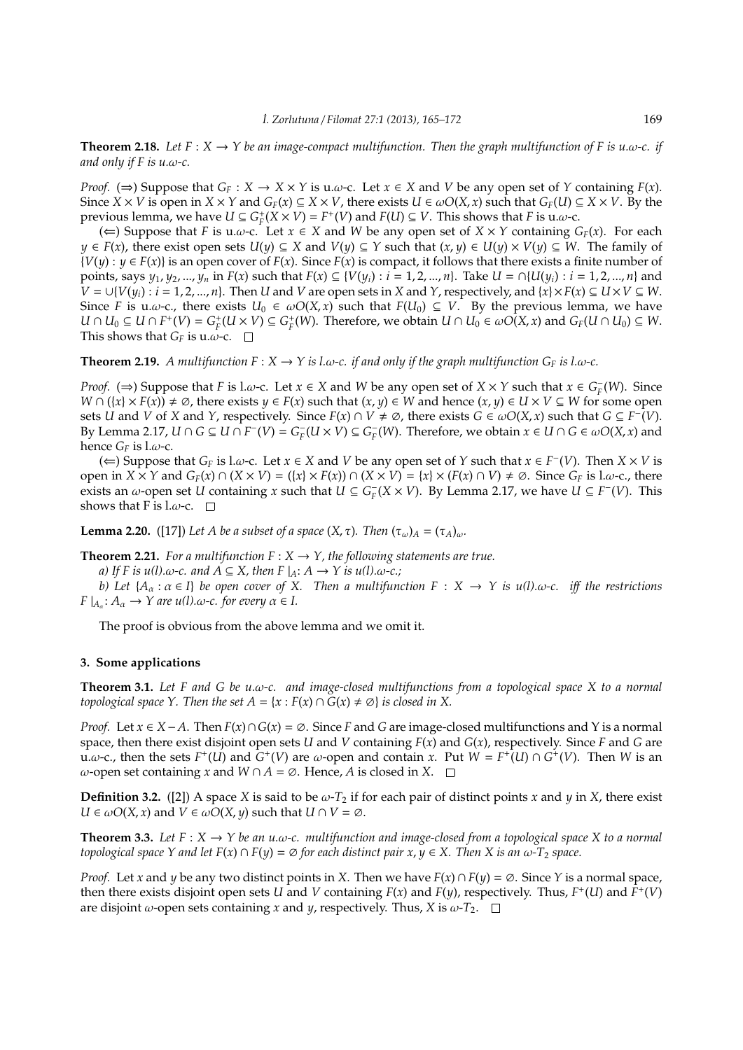**Theorem 2.18.** *Let $F : X \to Y$ be an image-compact multifunction. Then the graph multifunction of F is u.ω-c. if and only if F is u.ω-c.*

*Proof.* ($\Rightarrow$) Suppose that $G_F : X \to X \times Y$ is u.ω-c. Let $x \in X$ and $V$ be any open set of $Y$ containing $F(x)$. Since $X \times V$ is open in $X \times Y$ and $G_F(x) \subseteq X \times V$, there exists $U \in \omega O(X, x)$ such that $G_F(U) \subseteq X \times V$. By the previous lemma, we have $U \subseteq G_F^+(X \times V) = F^+(V)$ and $F(U) \subseteq V$. This shows that $F$ is u.ω-c.

($\Leftarrow$) Suppose that $F$ is u.ω-c. Let $x \in X$ and $W$ be any open set of $X \times Y$ containing $G_F(x)$. For each $y \in F(x)$, there exist open sets $U(y) \subseteq X$ and $V(y) \subseteq Y$ such that $(x, y) \in U(y) \times V(y) \subseteq W$. The family of $\{V(y) : y \in F(x)\}$ is an open cover of $F(x)$. Since $F(x)$ is compact, it follows that there exists a finite number of points, says $y_1, y_2, ..., y_n$ in $F(x)$ such that $F(x) \subseteq \{V(y_i) : i = 1, 2, ..., n\}$. Take $U = \cap\{U(y_i) : i = 1, 2, ..., n\}$ and $V = \cup\{V(y_i) : i = 1, 2, ..., n\}$. Then $U$ and $V$ are open sets in $X$ and $Y$, respectively, and $\{x\} \times F(x) \subseteq U \times V \subseteq W$. Since $F$ is u.ω-c., there exists $U_0 \in \omega O(X, x)$ such that $F(U_0) \subseteq V$. By the previous lemma, we have $U \cap U_0 \subseteq U \cap F^+(V) = G_F^+(U \times V) \subseteq G_F^+(W)$. Therefore, we obtain $U \cap U_0 \in \omega O(X, x)$ and $G_F(U \cap U_0) \subseteq W$. This shows that $G_F$ is u.ω-c. □

**Theorem 2.19.** *A multifunction $F : X \to Y$ is l.ω-c. if and only if the graph multifunction $G_F$ is l.ω-c.*

*Proof.* ($\Rightarrow$) Suppose that $F$ is l.ω-c. Let $x \in X$ and $W$ be any open set of $X \times Y$ such that $x \in G_F^-(W)$. Since $W \cap (\{x\} \times F(x)) \neq \emptyset$, there exists $y \in F(x)$ such that $(x, y) \in W$ and hence $(x, y) \in U \times V \subseteq W$ for some open sets $U$ and $V$ of $X$ and $Y$, respectively. Since $F(x) \cap V \neq \emptyset$, there exists $G \in \omega O(X, x)$ such that $G \subseteq F^-(V)$. By Lemma 2.17, $U \cap G \subseteq U \cap F^-(V) = G_F^-(U \times V) \subseteq G_F^-(W)$. Therefore, we obtain $x \in U \cap G \in \omega O(X, x)$ and hence $G_F$ is l.ω-c.

($\Leftarrow$) Suppose that $G_F$ is l.ω-c. Let $x \in X$ and $V$ be any open set of $Y$ such that $x \in F^-(V)$. Then $X \times V$ is open in $X \times Y$ and $G_F(x) \cap (X \times V) = (\{x\} \times F(x)) \cap (X \times V) = \{x\} \times (F(x) \cap V) \neq \emptyset$. Since $G_F$ is l.ω-c., there exists an ω-open set $U$ containing $x$ such that $U \subseteq G_F^-(X \times V)$. By Lemma 2.17, we have $U \subseteq F^-(V)$. This shows that F is l.ω-c. □

**Lemma 2.20.** ([17]) *Let $A$ be a subset of a space $(X, \tau)$. Then $(\tau_\omega)_A = (\tau_A)_\omega$.*

**Theorem 2.21.** *For a multifunction $F : X \to Y$, the following statements are true.*

*a) If F is u(l).ω-c. and $A \subseteq X$, then $F|_A : A \to Y$ is u(l).ω-c.;*

*b) Let $\{A_\alpha : \alpha \in I\}$ be open cover of X. Then a multifunction $F : X \to Y$ is u(l).ω-c. iff the restrictions $F|_{A_\alpha} : A_\alpha \to Y$ are u(l).ω-c. for every $\alpha \in I$.*

The proof is obvious from the above lemma and we omit it.

## 3. Some applications

**Theorem 3.1.** *Let F and G be u.ω-c. and image-closed multifunctions from a topological space X to a normal topological space Y. Then the set $A = \{x : F(x) \cap G(x) \neq \emptyset\}$ is closed in X.*

*Proof.* Let $x \in X - A$. Then $F(x) \cap G(x) = \emptyset$. Since $F$ and $G$ are image-closed multifunctions and Y is a normal space, then there exist disjoint open sets $U$ and $V$ containing $F(x)$ and $G(x)$, respectively. Since $F$ and $G$ are u.ω-c., then the sets $F^+(U)$ and $G^+(V)$ are ω-open and contain $x$. Put $W = F^+(U) \cap G^+(V)$. Then $W$ is an ω-open set containing $x$ and $W \cap A = \emptyset$. Hence, $A$ is closed in $X$. □

**Definition 3.2.** ([2]) A space $X$ is said to be ω-$T_2$ if for each pair of distinct points $x$ and $y$ in $X$, there exist $U \in \omega O(X, x)$ and $V \in \omega O(X, y)$ such that $U \cap V = \emptyset$.

**Theorem 3.3.** *Let $F : X \to Y$ be an u.ω-c. multifunction and image-closed from a topological space X to a normal topological space Y and let $F(x) \cap F(y) = \emptyset$ for each distinct pair $x, y \in X$. Then X is an ω-$T_2$ space.*

*Proof.* Let $x$ and $y$ be any two distinct points in $X$. Then we have $F(x) \cap F(y) = \emptyset$. Since $Y$ is a normal space, then there exists disjoint open sets $U$ and $V$ containing $F(x)$ and $F(y)$, respectively. Thus, $F^+(U)$ and $F^+(V)$ are disjoint ω-open sets containing $x$ and $y$, respectively. Thus, $X$ is ω-$T_2$. □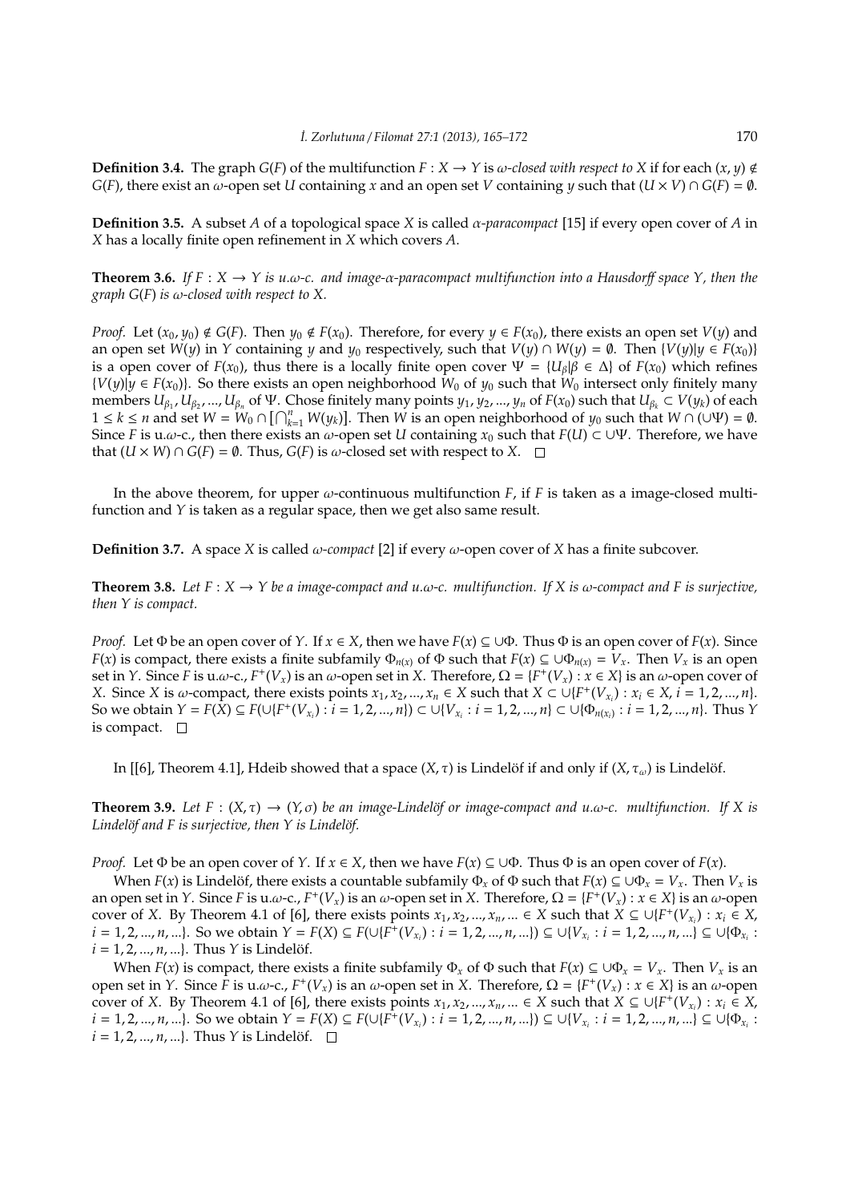**Definition 3.4.** The graph $G(F)$ of the multifunction $F : X \to Y$ is *ω-closed with respect to X* if for each $(x, y) \notin G(F)$, there exist an ω-open set $U$ containing $x$ and an open set $V$ containing $y$ such that $(U \times V) \cap G(F) = \emptyset$.

**Definition 3.5.** A subset $A$ of a topological space $X$ is called *α-paracompact* [15] if every open cover of $A$ in $X$ has a locally finite open refinement in $X$ which covers $A$.

**Theorem 3.6.** *If $F : X \to Y$ is u.ω-c. and image-α-paracompact multifunction into a Hausdorff space $Y$, then the graph $G(F)$ is ω-closed with respect to $X$.*

*Proof.* Let $(x_0, y_0) \notin G(F)$. Then $y_0 \notin F(x_0)$. Therefore, for every $y \in F(x_0)$, there exists an open set $V(y)$ and an open set $W(y)$ in $Y$ containing $y$ and $y_0$ respectively, such that $V(y) \cap W(y) = \emptyset$. Then $\{V(y) | y \in F(x_0)\}$ is a open cover of $F(x_0)$, thus there is a locally finite open cover $\Psi = \{U_\beta | \beta \in \Delta\}$ of $F(x_0)$ which refines $\{V(y) | y \in F(x_0)\}$. So there exists an open neighborhood $W_0$ of $y_0$ such that $W_0$ intersect only finitely many members $U_{\beta_1}, U_{\beta_2}, ..., U_{\beta_n}$ of $\Psi$. Chose finitely many points $y_1, y_2, ..., y_n$ of $F(x_0)$ such that $U_{\beta_k} \subset V(y_k)$ of each $1 \leq k \leq n$ and set $W = W_0 \cap [\bigcap_{k=1}^{n} W(y_k)]$. Then $W$ is an open neighborhood of $y_0$ such that $W \cap (\cup \Psi) = \emptyset$. Since $F$ is u.ω-c., then there exists an ω-open set $U$ containing $x_0$ such that $F(U) \subset \cup \Psi$. Therefore, we have that $(U \times W) \cap G(F) = \emptyset$. Thus, $G(F)$ is ω-closed set with respect to $X$. $\square$

In the above theorem, for upper ω-continuous multifunction $F$, if $F$ is taken as a image-closed multifunction and $Y$ is taken as a regular space, then we get also same result.

**Definition 3.7.** A space $X$ is called *ω-compact* [2] if every ω-open cover of $X$ has a finite subcover.

**Theorem 3.8.** *Let $F : X \to Y$ be a image-compact and u.ω-c. multifunction. If $X$ is ω-compact and $F$ is surjective, then $Y$ is compact.*

*Proof.* Let $\Phi$ be an open cover of $Y$. If $x \in X$, then we have $F(x) \subseteq \cup \Phi$. Thus $\Phi$ is an open cover of $F(x)$. Since $F(x)$ is compact, there exists a finite subfamily $\Phi_{n(x)}$ of $\Phi$ such that $F(x) \subseteq \cup \Phi_{n(x)} = V_x$. Then $V_x$ is an open set in $Y$. Since $F$ is u.ω-c., $F^+(V_x)$ is an ω-open set in $X$. Therefore, $\Omega = \{F^+(V_x) : x \in X\}$ is an ω-open cover of $X$. Since $X$ is ω-compact, there exists points $x_1, x_2, ..., x_n \in X$ such that $X \subset \cup \{F^+(V_{x_i}) : x_i \in X, i = 1, 2, ..., n\}$. So we obtain $Y = F(X) \subseteq F(\cup \{F^+(V_{x_i}) : i = 1, 2, ..., n\}) \subset \cup \{V_{x_i} : i = 1, 2, ..., n\} \subset \cup \{\Phi_{n(x_i)} : i = 1, 2, ..., n\}$. Thus $Y$ is compact. $\square$

In [[6], Theorem 4.1], Hdeib showed that a space $(X, \tau)$ is Lindelöf if and only if $(X, \tau_\omega)$ is Lindelöf.

**Theorem 3.9.** *Let $F : (X, \tau) \to (Y, \sigma)$ be an image-Lindelöf or image-compact and u.ω-c. multifunction. If $X$ is Lindelöf and $F$ is surjective, then $Y$ is Lindelöf.*

*Proof.* Let $\Phi$ be an open cover of $Y$. If $x \in X$, then we have $F(x) \subseteq \cup \Phi$. Thus $\Phi$ is an open cover of $F(x)$.

When $F(x)$ is Lindelöf, there exists a countable subfamily $\Phi_x$ of $\Phi$ such that $F(x) \subseteq \cup \Phi_x = V_x$. Then $V_x$ is an open set in $Y$. Since $F$ is u.ω-c., $F^+(V_x)$ is an ω-open set in $X$. Therefore, $\Omega = \{F^+(V_x) : x \in X\}$ is an ω-open cover of $X$. By Theorem 4.1 of [6], there exists points $x_1, x_2, ..., x_n, ... \in X$ such that $X \subseteq \cup \{F^+(V_{x_i}) : x_i \in X, i = 1, 2, ..., n, ...\}$. So we obtain $Y = F(X) \subseteq F(\cup \{F^+(V_{x_i}) : i = 1, 2, ..., n, ...\}) \subseteq \cup \{V_{x_i} : i = 1, 2, ..., n, ...\} \subseteq \cup \{\Phi_{x_i} : i = 1, 2, ..., n, ...\}$. Thus $Y$ is Lindelöf.

When $F(x)$ is compact, there exists a finite subfamily $\Phi_x$ of $\Phi$ such that $F(x) \subseteq \cup \Phi_x = V_x$. Then $V_x$ is an open set in $Y$. Since $F$ is u.ω-c., $F^+(V_x)$ is an ω-open set in $X$. Therefore, $\Omega = \{F^+(V_x) : x \in X\}$ is an ω-open cover of $X$. By Theorem 4.1 of [6], there exists points $x_1, x_2, ..., x_n, ... \in X$ such that $X \subseteq \cup \{F^+(V_{x_i}) : x_i \in X, i = 1, 2, ..., n, ...\}$. So we obtain $Y = F(X) \subseteq F(\cup \{F^+(V_{x_i}) : i = 1, 2, ..., n, ...\}) \subseteq \cup \{V_{x_i} : i = 1, 2, ..., n, ...\} \subseteq \cup \{\Phi_{x_i} : i = 1, 2, ..., n, ...\}$. Thus $Y$ is Lindelöf. $\square$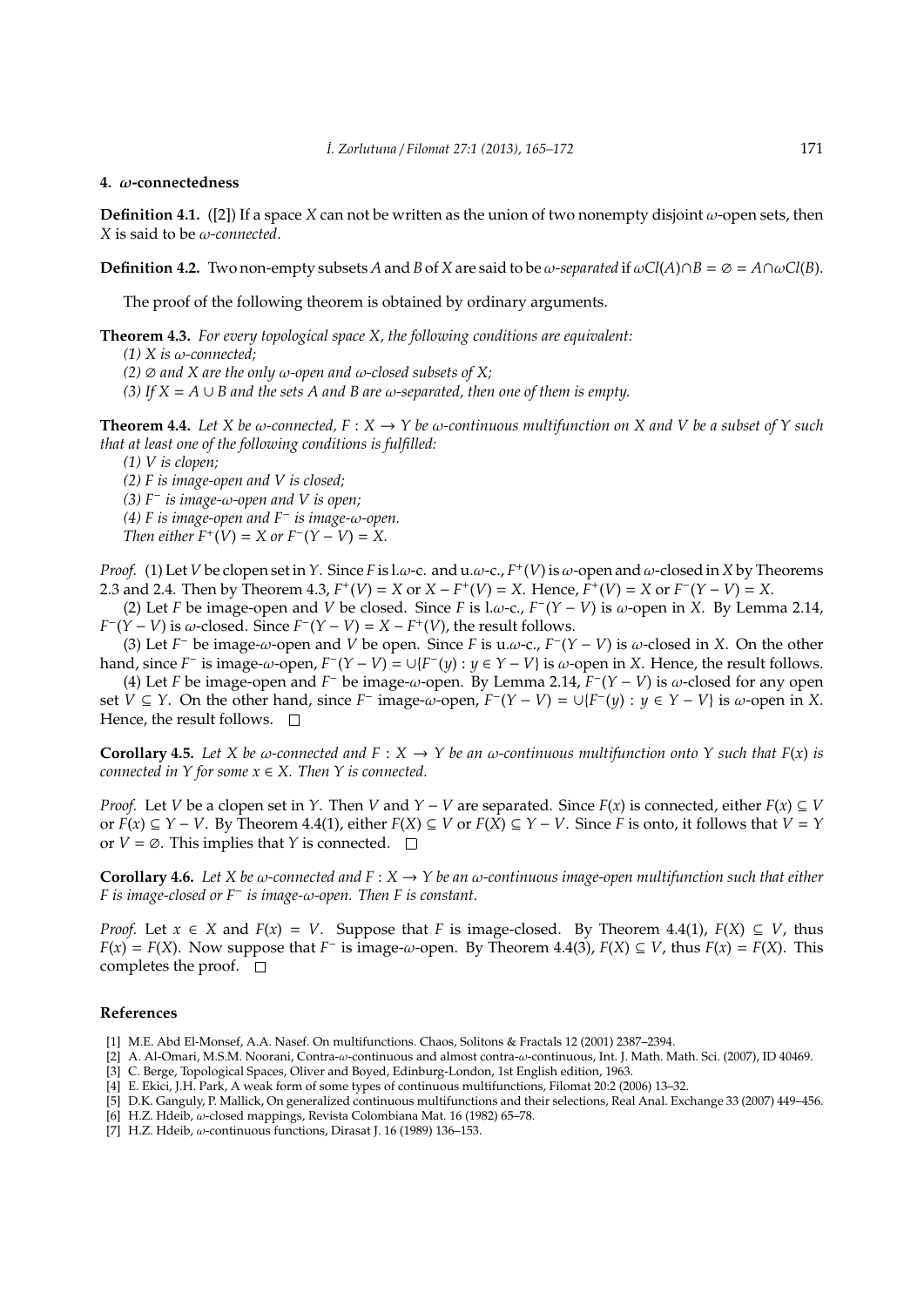## 4. $\omega$-connectedness

**Definition 4.1.** ([2]) If a space $X$ can not be written as the union of two nonempty disjoint $\omega$-open sets, then $X$ is said to be *$\omega$-connected*.

**Definition 4.2.** Two non-empty subsets $A$ and $B$ of $X$ are said to be *$\omega$-separated* if $\omega Cl(A) \cap B = \varnothing = A \cap \omega Cl(B)$.

The proof of the following theorem is obtained by ordinary arguments.

**Theorem 4.3.** *For every topological space $X$, the following conditions are equivalent:*

*(1) $X$ is $\omega$-connected;*

*(2) $\varnothing$ and $X$ are the only $\omega$-open and $\omega$-closed subsets of $X$;*

*(3) If $X = A \cup B$ and the sets $A$ and $B$ are $\omega$-separated, then one of them is empty.*

**Theorem 4.4.** *Let $X$ be $\omega$-connected, $F : X \to Y$ be $\omega$-continuous multifunction on $X$ and $V$ be a subset of $Y$ such that at least one of the following conditions is fulfilled:*

*(1) $V$ is clopen;*

*(2) $F$ is image-open and $V$ is closed;*

*(3) $F^-$ is image-$\omega$-open and $V$ is open;*

*(4) $F$ is image-open and $F^-$ is image-$\omega$-open.*

*Then either $F^+(V) = X$ or $F^-(Y - V) = X$.*

*Proof.* (1) Let $V$ be clopen set in $Y$. Since $F$ is l.$\omega$-c. and u.$\omega$-c., $F^+(V)$ is $\omega$-open and $\omega$-closed in $X$ by Theorems 2.3 and 2.4. Then by Theorem 4.3, $F^+(V) = X$ or $X - F^+(V) = X$. Hence, $F^+(V) = X$ or $F^-(Y - V) = X$.

(2) Let $F$ be image-open and $V$ be closed. Since $F$ is l.$\omega$-c., $F^-(Y - V)$ is $\omega$-open in $X$. By Lemma 2.14, $F^-(Y - V)$ is $\omega$-closed. Since $F^-(Y - V) = X - F^+(V)$, the result follows.

(3) Let $F^-$ be image-$\omega$-open and $V$ be open. Since $F$ is u.$\omega$-c., $F^-(Y - V)$ is $\omega$-closed in $X$. On the other hand, since $F^-$ is image-$\omega$-open, $F^-(Y - V) = \cup\{F^-(y) : y \in Y - V\}$ is $\omega$-open in $X$. Hence, the result follows.

(4) Let $F$ be image-open and $F^-$ be image-$\omega$-open. By Lemma 2.14, $F^-(Y - V)$ is $\omega$-closed for any open set $V \subseteq Y$. On the other hand, since $F^-$ image-$\omega$-open, $F^-(Y - V) = \cup\{F^-(y) : y \in Y - V\}$ is $\omega$-open in $X$. Hence, the result follows. $\square$

**Corollary 4.5.** *Let $X$ be $\omega$-connected and $F : X \to Y$ be an $\omega$-continuous multifunction onto $Y$ such that $F(x)$ is connected in $Y$ for some $x \in X$. Then $Y$ is connected.*

*Proof.* Let $V$ be a clopen set in $Y$. Then $V$ and $Y - V$ are separated. Since $F(x)$ is connected, either $F(x) \subseteq V$ or $F(x) \subseteq Y - V$. By Theorem 4.4(1), either $F(X) \subseteq V$ or $F(X) \subseteq Y - V$. Since $F$ is onto, it follows that $V = Y$ or $V = \varnothing$. This implies that $Y$ is connected. $\square$

**Corollary 4.6.** *Let $X$ be $\omega$-connected and $F : X \to Y$ be an $\omega$-continuous image-open multifunction such that either $F$ is image-closed or $F^-$ is image-$\omega$-open. Then $F$ is constant.*

*Proof.* Let $x \in X$ and $F(x) = V$. Suppose that $F$ is image-closed. By Theorem 4.4(1), $F(X) \subseteq V$, thus $F(x) = F(X)$. Now suppose that $F^-$ is image-$\omega$-open. By Theorem 4.4(3), $F(X) \subseteq V$, thus $F(x) = F(X)$. This completes the proof. $\square$

## References

[1] M.E. Abd El-Monsef, A.A. Nasef. On multifunctions. Chaos, Solitons & Fractals 12 (2001) 2387–2394.

[2] A. Al-Omari, M.S.M. Noorani, Contra-$\omega$-continuous and almost contra-$\omega$-continuous, Int. J. Math. Math. Sci. (2007), ID 40469.

[3] C. Berge, Topological Spaces, Oliver and Boyed, Edinburg-London, 1st English edition, 1963.

[4] E. Ekici, J.H. Park, A weak form of some types of continuous multifunctions, Filomat 20:2 (2006) 13–32.

[5] D.K. Ganguly, P. Mallick, On generalized continuous multifunctions and their selections, Real Anal. Exchange 33 (2007) 449–456.

[6] H.Z. Hdeib, $\omega$-closed mappings, Revista Colombiana Mat. 16 (1982) 65–78.

[7] H.Z. Hdeib, $\omega$-continuous functions, Dirasat J. 16 (1989) 136–153.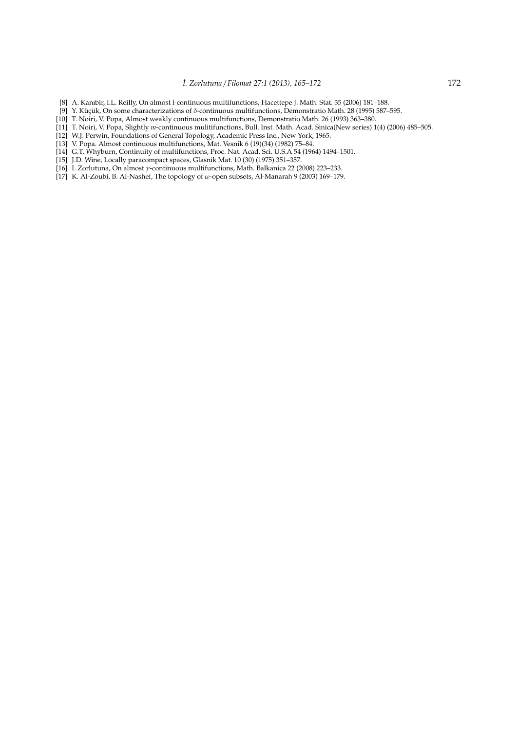[8] A. Kanıbir, I.L. Reilly, On almost l-continuous multifunctions, Hacettepe J. Math. Stat. 35 (2006) 181–188.

[9] Y. Küçük, On some characterizations of δ-continuous multifunctions, Demonstratio Math. 28 (1995) 587–595.

[10] T. Noiri, V. Popa, Almost weakly continuous multifunctions, Demonstratio Math. 26 (1993) 363–380.

[11] T. Noiri, V. Popa, Slightly $m$-continuous mulitifunctions, Bull. Inst. Math. Acad. Sinica(New series) 1(4) (2006) 485–505.

[12] W.J. Perwin, Foundations of General Topology, Academic Press Inc., New York, 1965.

[13] V. Popa. Almost continuous multifunctions, Mat. Vesnik 6 (19)(34) (1982) 75–84.

[14] G.T. Whyburn, Continuity of multifunctions, Proc. Nat. Acad. Sci. U.S.A 54 (1964) 1494–1501.

[15] J.D. Wine, Locally paracompact spaces, Glasnik Mat. 10 (30) (1975) 351–357.

[16] I. Zorlutuna, On almost $\gamma$-continuous multifunctions, Math. Balkanica 22 (2008) 223–233.

[17] K. Al-Zoubi, B. Al-Nashef, The topology of $\omega$-open subsets, Al-Manarah 9 (2003) 169–179.